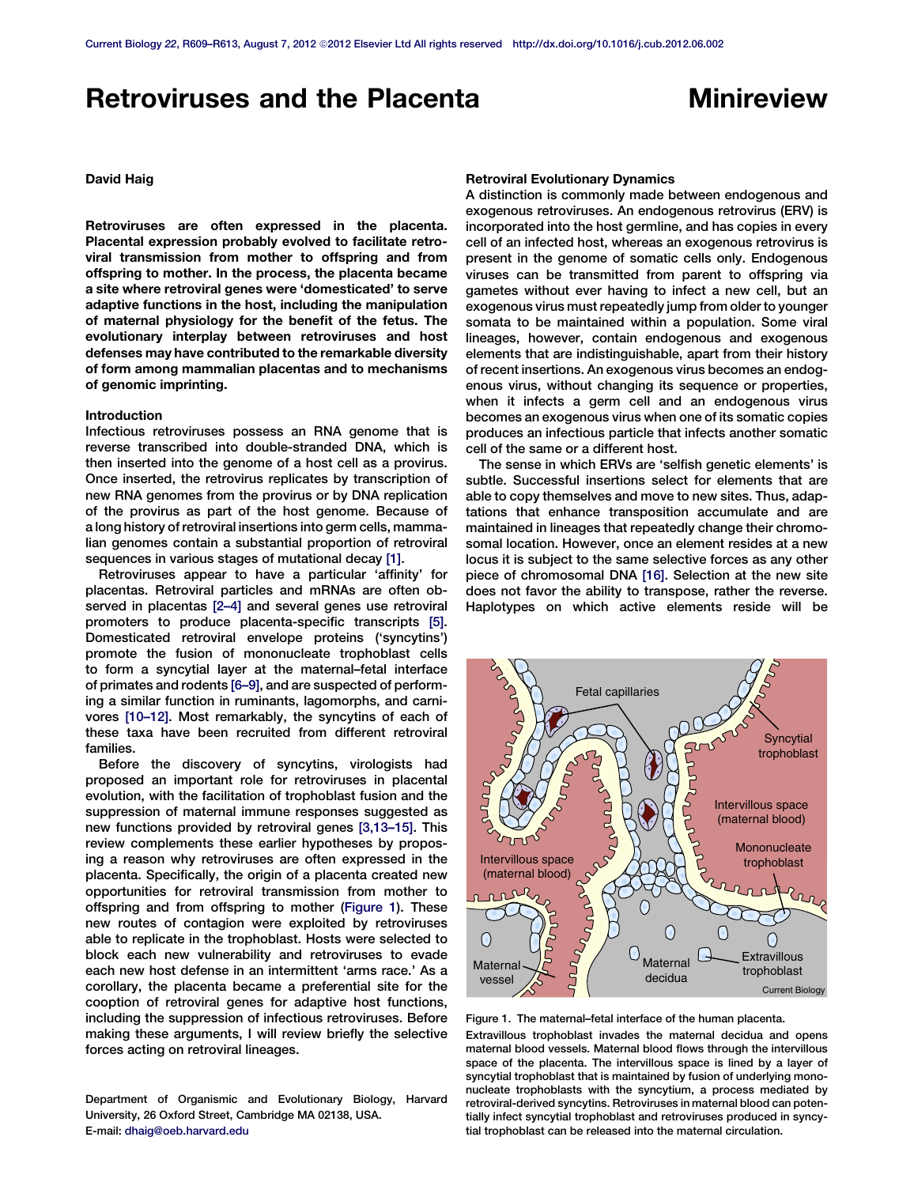# Retroviruses and the Placenta

Minireview

**David Haig**

**Retroviruses are often expressed in the placenta. Placental expression probably evolved to facilitate retroviral transmission from mother to offspring and from offspring to mother. In the process, the placenta became a site where retroviral genes were 'domesticated' to serve adaptive functions in the host, including the manipulation of maternal physiology for the benefit of the fetus. The evolutionary interplay between retroviruses and host defenses may have contributed to the remarkable diversity of form among mammalian placentas and to mechanisms of genomic imprinting.**

## Introduction

Infectious retroviruses possess an RNA genome that is reverse transcribed into double-stranded DNA, which is then inserted into the genome of a host cell as a provirus. Once inserted, the retrovirus replicates by transcription of new RNA genomes from the provirus or by DNA replication of the provirus as part of the host genome. Because of a long history of retroviral insertions into germ cells, mammalian genomes contain a substantial proportion of retroviral sequences in various stages of mutational decay [1].

Retroviruses appear to have a particular 'affinity' for placentas. Retroviral particles and mRNAs are often observed in placentas [2–4] and several genes use retroviral promoters to produce placenta-specific transcripts [5]. Domesticated retroviral envelope proteins ('syncytins') promote the fusion of mononucleate trophoblast cells to form a syncytial layer at the maternal–fetal interface of primates and rodents [6–9], and are suspected of performing a similar function in ruminants, lagomorphs, and carnivores [10–12]. Most remarkably, the syncytins of each of these taxa have been recruited from different retroviral families.

Before the discovery of syncytins, virologists had proposed an important role for retroviruses in placental evolution, with the facilitation of trophoblast fusion and the suppression of maternal immune responses suggested as new functions provided by retroviral genes [3,13–15]. This review complements these earlier hypotheses by proposing a reason why retroviruses are often expressed in the placenta. Specifically, the origin of a placenta created new opportunities for retroviral transmission from mother to offspring and from offspring to mother (Figure 1). These new routes of contagion were exploited by retroviruses able to replicate in the trophoblast. Hosts were selected to block each new vulnerability and retroviruses to evade each new host defense in an intermittent 'arms race.' As a corollary, the placenta became a preferential site for the cooption of retroviral genes for adaptive host functions, including the suppression of infectious retroviruses. Before making these arguments, I will review briefly the selective forces acting on retroviral lineages.

Department of Organismic and Evolutionary Biology, Harvard University, 26 Oxford Street, Cambridge MA 02138, USA.
E-mail: dhaig@oeb.harvard.edu

## Retroviral Evolutionary Dynamics

A distinction is commonly made between endogenous and exogenous retroviruses. An endogenous retrovirus (ERV) is incorporated into the host germline, and has copies in every cell of an infected host, whereas an exogenous retrovirus is present in the genome of somatic cells only. Endogenous viruses can be transmitted from parent to offspring via gametes without ever having to infect a new cell, but an exogenous virus must repeatedly jump from older to younger somata to be maintained within a population. Some viral lineages, however, contain endogenous and exogenous elements that are indistinguishable, apart from their history of recent insertions. An exogenous virus becomes an endogenous virus, without changing its sequence or properties, when it infects a germ cell and an endogenous virus becomes an exogenous virus when one of its somatic copies produces an infectious particle that infects another somatic cell of the same or a different host.

The sense in which ERVs are 'selfish genetic elements' is subtle. Successful insertions select for elements that are able to copy themselves and move to new sites. Thus, adaptations that enhance transposition accumulate and are maintained in lineages that repeatedly change their chromosomal location. However, once an element resides at a new locus it is subject to the same selective forces as any other piece of chromosomal DNA [16]. Selection at the new site does not favor the ability to transpose, rather the reverse. Haplotypes on which active elements reside will be

Figure 1. The maternal–fetal interface of the human placenta.
Extravillous trophoblast invades the maternal decidua and opens maternal blood vessels. Maternal blood flows through the intervillous space of the placenta. The intervillous space is lined by a layer of syncytial trophoblast that is maintained by fusion of underlying mononucleate trophoblasts with the syncytium, a process mediated by retroviral-derived syncytins. Retroviruses in maternal blood can potentially infect syncytial trophoblast and retroviruses produced in syncytial trophoblast can be released into the maternal circulation.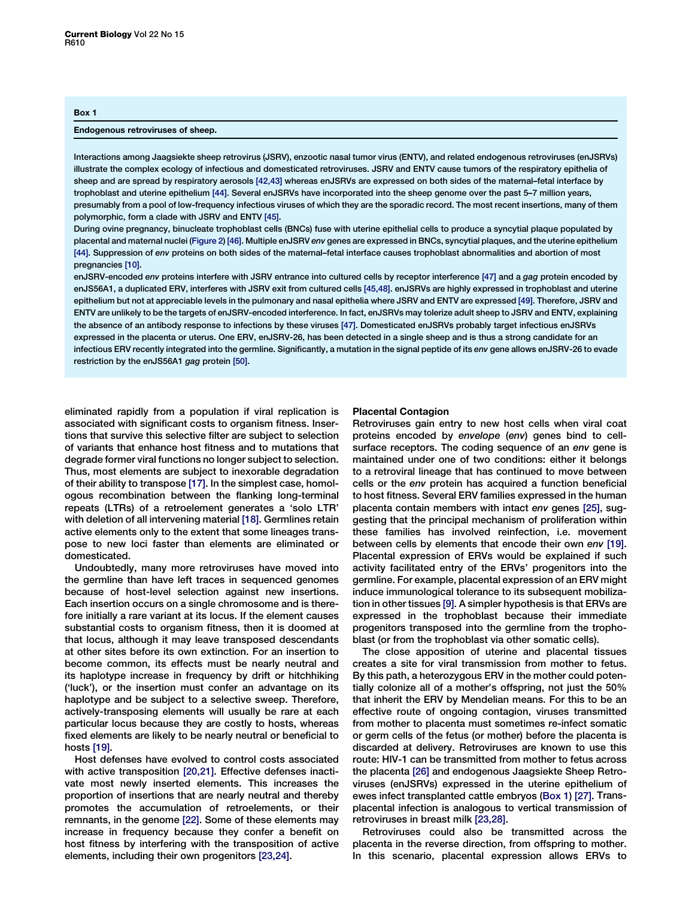**Box 1**

**Endogenous retroviruses of sheep.**

Interactions among Jaagsiekte sheep retrovirus (JSRV), enzootic nasal tumor virus (ENTV), and related endogenous retroviruses (enJSRVs) illustrate the complex ecology of infectious and domesticated retroviruses. JSRV and ENTV cause tumors of the respiratory epithelia of sheep and are spread by respiratory aerosols [42,43] whereas enJSRVs are expressed on both sides of the maternal–fetal interface by trophoblast and uterine epithelium [44]. Several enJSRVs have incorporated into the sheep genome over the past 5–7 million years, presumably from a pool of low-frequency infectious viruses of which they are the sporadic record. The most recent insertions, many of them polymorphic, form a clade with JSRV and ENTV [45].

During ovine pregnancy, binucleate trophoblast cells (BNCs) fuse with uterine epithelial cells to produce a syncytial plaque populated by placental and maternal nuclei (Figure 2) [46]. Multiple enJSRV *env* genes are expressed in BNCs, syncytial plaques, and the uterine epithelium [44]. Suppression of *env* proteins on both sides of the maternal–fetal interface causes trophoblast abnormalities and abortion of most pregnancies [10].

enJSRV-encoded *env* proteins interfere with JSRV entrance into cultured cells by receptor interference [47] and a *gag* protein encoded by enJS56A1, a duplicated ERV, interferes with JSRV exit from cultured cells [45,48]. enJSRVs are highly expressed in trophoblast and uterine epithelium but not at appreciable levels in the pulmonary and nasal epithelia where JSRV and ENTV are expressed [49]. Therefore, JSRV and ENTV are unlikely to be the targets of enJSRV-encoded interference. In fact, enJSRVs may tolerize adult sheep to JSRV and ENTV, explaining the absence of an antibody response to infections by these viruses [47]. Domesticated enJSRVs probably target infectious enJSRVs expressed in the placenta or uterus. One ERV, enJSRV-26, has been detected in a single sheep and is thus a strong candidate for an infectious ERV recently integrated into the germline. Significantly, a mutation in the signal peptide of its *env* gene allows enJSRV-26 to evade restriction by the enJS56A1 *gag* protein [50].

eliminated rapidly from a population if viral replication is associated with significant costs to organism fitness. Insertions that survive this selective filter are subject to selection of variants that enhance host fitness and to mutations that degrade former viral functions no longer subject to selection. Thus, most elements are subject to inexorable degradation of their ability to transpose [17]. In the simplest case, homologous recombination between the flanking long-terminal repeats (LTRs) of a retroelement generates a 'solo LTR' with deletion of all intervening material [18]. Germlines retain active elements only to the extent that some lineages transpose to new loci faster than elements are eliminated or domesticated.

Undoubtedly, many more retroviruses have moved into the germline than have left traces in sequenced genomes because of host-level selection against new insertions. Each insertion occurs on a single chromosome and is therefore initially a rare variant at its locus. If the element causes substantial costs to organism fitness, then it is doomed at that locus, although it may leave transposed descendants at other sites before its own extinction. For an insertion to become common, its effects must be nearly neutral and its haplotype increase in frequency by drift or hitchhiking ('luck'), or the insertion must confer an advantage on its haplotype and be subject to a selective sweep. Therefore, actively-transposing elements will usually be rare at each particular locus because they are costly to hosts, whereas fixed elements are likely to be nearly neutral or beneficial to hosts [19].

Host defenses have evolved to control costs associated with active transposition [20,21]. Effective defenses inactivate most newly inserted elements. This increases the proportion of insertions that are nearly neutral and thereby promotes the accumulation of retroelements, or their remnants, in the genome [22]. Some of these elements may increase in frequency because they confer a benefit on host fitness by interfering with the transposition of active elements, including their own progenitors [23,24].

## Placental Contagion

Retroviruses gain entry to new host cells when viral coat proteins encoded by *envelope* (*env*) genes bind to cell-surface receptors. The coding sequence of an *env* gene is maintained under one of two conditions: either it belongs to a retroviral lineage that has continued to move between cells or the *env* protein has acquired a function beneficial to host fitness. Several ERV families expressed in the human placenta contain members with intact *env* genes [25], suggesting that the principal mechanism of proliferation within these families has involved reinfection, i.e. movement between cells by elements that encode their own *env* [19]. Placental expression of ERVs would be explained if such activity facilitated entry of the ERVs' progenitors into the germline. For example, placental expression of an ERV might induce immunological tolerance to its subsequent mobilization in other tissues [9]. A simpler hypothesis is that ERVs are expressed in the trophoblast because their immediate progenitors transposed into the germline from the trophoblast (or from the trophoblast via other somatic cells).

The close apposition of uterine and placental tissues creates a site for viral transmission from mother to fetus. By this path, a heterozygous ERV in the mother could potentially colonize all of a mother's offspring, not just the 50% that inherit the ERV by Mendelian means. For this to be an effective route of ongoing contagion, viruses transmitted from mother to placenta must sometimes re-infect somatic or germ cells of the fetus (or mother) before the placenta is discarded at delivery. Retroviruses are known to use this route: HIV-1 can be transmitted from mother to fetus across the placenta [26] and endogenous Jaagsiekte Sheep Retroviruses (enJSRVs) expressed in the uterine epithelium of ewes infect transplanted cattle embryos (Box 1) [27]. Transplacental infection is analogous to vertical transmission of retroviruses in breast milk [23,28].

Retroviruses could also be transmitted across the placenta in the reverse direction, from offspring to mother. In this scenario, placental expression allows ERVs to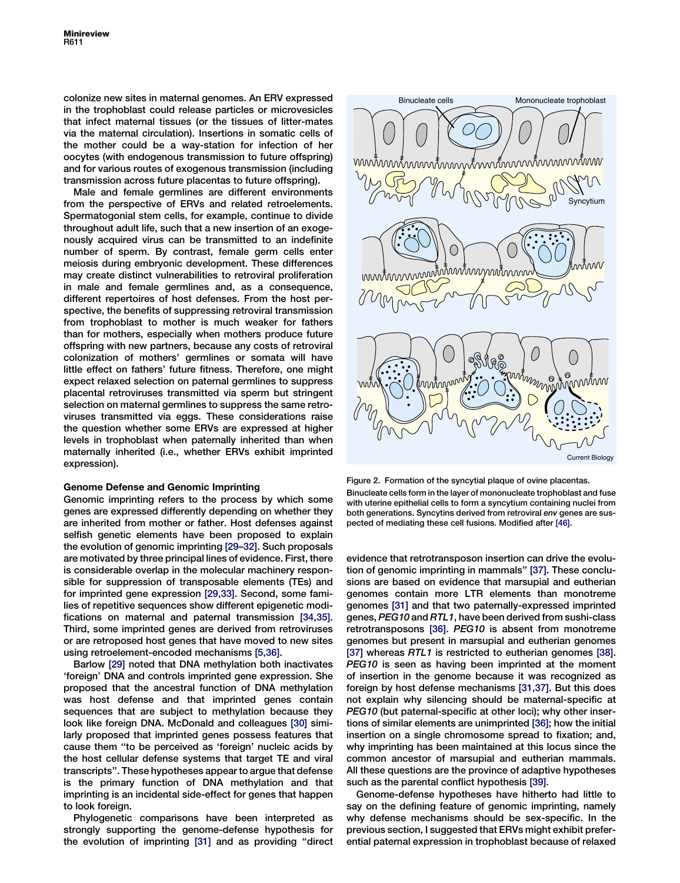colonize new sites in maternal genomes. An ERV expressed in the trophoblast could release particles or microvesicles that infect maternal tissues (or the tissues of litter-mates via the maternal circulation). Insertions in somatic cells of the mother could be a way-station for infection of her oocytes (with endogenous transmission to future offspring) and for various routes of exogenous transmission (including transmission across future placentas to future offspring).

Male and female germlines are different environments from the perspective of ERVs and related retroelements. Spermatogonial stem cells, for example, continue to divide throughout adult life, such that a new insertion of an exogenously acquired virus can be transmitted to an indefinite number of sperm. By contrast, female germ cells enter meiosis during embryonic development. These differences may create distinct vulnerabilities to retroviral proliferation in male and female germlines and, as a consequence, different repertoires of host defenses. From the host perspective, the benefits of suppressing retroviral transmission from trophoblast to mother is much weaker for fathers than for mothers, especially when mothers produce future offspring with new partners, because any costs of retroviral colonization of mothers' germlines or somata will have little effect on fathers' future fitness. Therefore, one might expect relaxed selection on paternal germlines to suppress placental retroviruses transmitted via sperm but stringent selection on maternal germlines to suppress the same retroviruses transmitted via eggs. These considerations raise the question whether some ERVs are expressed at higher levels in trophoblast when paternally inherited than when maternally inherited (i.e., whether ERVs exhibit imprinted expression).

## Genome Defense and Genomic Imprinting

Genomic imprinting refers to the process by which some genes are expressed differently depending on whether they are inherited from mother or father. Host defenses against selfish genetic elements have been proposed to explain the evolution of genomic imprinting [29–32]. Such proposals are motivated by three principal lines of evidence. First, there is considerable overlap in the molecular machinery responsible for suppression of transposable elements (TEs) and for imprinted gene expression [29,33]. Second, some families of repetitive sequences show different epigenetic modifications on maternal and paternal transmission [34,35]. Third, some imprinted genes are derived from retroviruses or are retroposed host genes that have moved to new sites using retroelement-encoded mechanisms [5,36].

Barlow [29] noted that DNA methylation both inactivates 'foreign' DNA and controls imprinted gene expression. She proposed that the ancestral function of DNA methylation was host defense and that imprinted genes contain sequences that are subject to methylation because they look like foreign DNA. McDonald and colleagues [30] similarly proposed that imprinted genes possess features that cause them "to be perceived as 'foreign' nucleic acids by the host cellular defense systems that target TE and viral transcripts". These hypotheses appear to argue that defense is the primary function of DNA methylation and that imprinting is an incidental side-effect for genes that happen to look foreign.

Phylogenetic comparisons have been interpreted as strongly supporting the genome-defense hypothesis for the evolution of imprinting [31] and as providing "direct evidence that retrotransposon insertion can drive the evolution of genomic imprinting in mammals" [37]. These conclusions are based on evidence that marsupial and eutherian genomes contain more LTR elements than monotreme genomes [31] and that two paternally-expressed imprinted genes, *PEG10* and *RTL1*, have been derived from sushi-class retrotransposons [36]. *PEG10* is absent from monotreme genomes but present in marsupial and eutherian genomes [37] whereas *RTL1* is restricted to eutherian genomes [38]. *PEG10* is seen as having been imprinted at the moment of insertion in the genome because it was recognized as foreign by host defense mechanisms [31,37]. But this does not explain why silencing should be maternal-specific at *PEG10* (but paternal-specific at other loci); why other insertions of similar elements are unimprinted [36]; how the initial insertion on a single chromosome spread to fixation; and, why imprinting has been maintained at this locus since the common ancestor of marsupial and eutherian mammals. All these questions are the province of adaptive hypotheses such as the parental conflict hypothesis [39].

Genome-defense hypotheses have hitherto had little to say on the defining feature of genomic imprinting, namely why defense mechanisms should be sex-specific. In the previous section, I suggested that ERVs might exhibit preferential paternal expression in trophoblast because of relaxed

Binucleate cells
Mononucleate trophoblast
Syncytium
Current Biology

Figure 2. Formation of the syncytial plaque of ovine placentas.
Binucleate cells form in the layer of mononucleate trophoblast and fuse with uterine epithelial cells to form a syncytium containing nuclei from both generations. Syncytins derived from retroviral *env* genes are suspected of mediating these cell fusions. Modified after [46].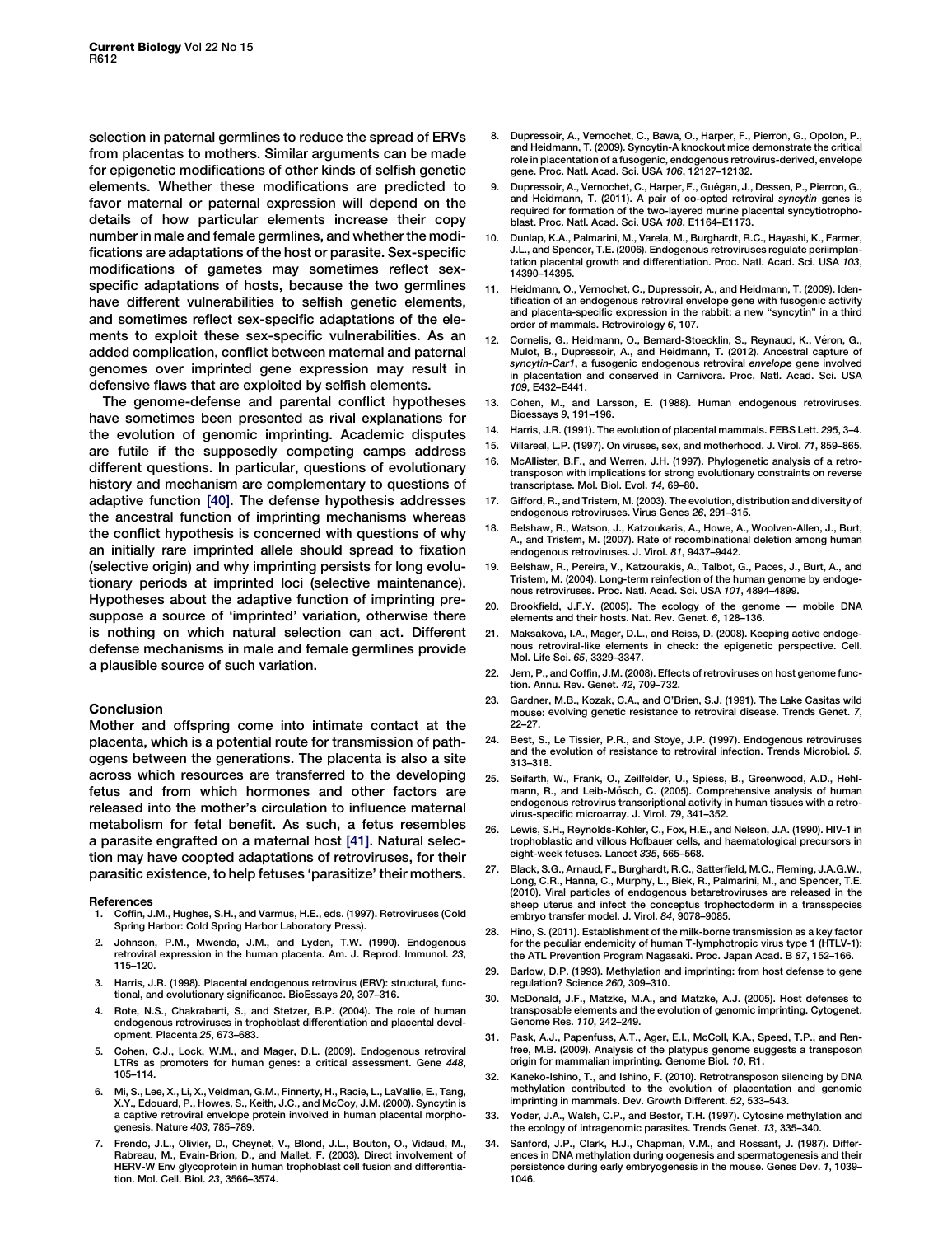selection in paternal germlines to reduce the spread of ERVs from placentas to mothers. Similar arguments can be made for epigenetic modifications of other kinds of selfish genetic elements. Whether these modifications are predicted to favor maternal or paternal expression will depend on the details of how particular elements increase their copy number in male and female germlines, and whether the modifications are adaptations of the host or parasite. Sex-specific modifications of gametes may sometimes reflect sex-specific adaptations of hosts, because the two germlines have different vulnerabilities to selfish genetic elements, and sometimes reflect sex-specific adaptations of the elements to exploit these sex-specific vulnerabilities. As an added complication, conflict between maternal and paternal genomes over imprinted gene expression may result in defensive flaws that are exploited by selfish elements.

The genome-defense and parental conflict hypotheses have sometimes been presented as rival explanations for the evolution of genomic imprinting. Academic disputes are futile if the supposedly competing camps address different questions. In particular, questions of evolutionary history and mechanism are complementary to questions of adaptive function [40]. The defense hypothesis addresses the ancestral function of imprinting mechanisms whereas the conflict hypothesis is concerned with questions of why an initially rare imprinted allele should spread to fixation (selective origin) and why imprinting persists for long evolutionary periods at imprinted loci (selective maintenance). Hypotheses about the adaptive function of imprinting presuppose a source of 'imprinted' variation, otherwise there is nothing on which natural selection can act. Different defense mechanisms in male and female germlines provide a plausible source of such variation.

## Conclusion

Mother and offspring come into intimate contact at the placenta, which is a potential route for transmission of pathogens between the generations. The placenta is also a site across which resources are transferred to the developing fetus and from which hormones and other factors are released into the mother's circulation to influence maternal metabolism for fetal benefit. As such, a fetus resembles a parasite engrafted on a maternal host [41]. Natural selection may have coopted adaptations of retroviruses, for their parasitic existence, to help fetuses 'parasitize' their mothers.

### References

1. Coffin, J.M., Hughes, S.H., and Varmus, H.E., eds. (1997). Retroviruses (Cold Spring Harbor: Cold Spring Harbor Laboratory Press).
2. Johnson, P.M., Mwenda, J.M., and Lyden, T.W. (1990). Endogenous retroviral expression in the human placenta. Am. J. Reprod. Immunol. *23*, 115–120.
3. Harris, J.R. (1998). Placental endogenous retrovirus (ERV): structural, functional, and evolutionary significance. BioEssays *20*, 307–316.
4. Rote, N.S., Chakrabarti, S., and Stetzer, B.P. (2004). The role of human endogenous retroviruses in trophoblast differentiation and placental development. Placenta *25*, 673–683.
5. Cohen, C.J., Lock, W.M., and Mager, D.L. (2009). Endogenous retroviral LTRs as promoters for human genes: a critical assessment. Gene *448*, 105–114.
6. Mi, S., Lee, X., Li, X., Veldman, G.M., Finnerty, H., Racie, L., LaVallie, E., Tang, X.Y., Edouard, P., Howes, S., Keith, J.C., and McCoy, J.M. (2000). Syncytin is a captive retroviral envelope protein involved in human placental morphogenesis. Nature *403*, 785–789.
7. Frendo, J.L., Olivier, D., Cheynet, V., Blond, J.L., Bouton, O., Vidaud, M., Rabreau, M., Evain-Brion, D., and Mallet, F. (2003). Direct involvement of HERV-W Env glycoprotein in human trophoblast cell fusion and differentiation. Mol. Cell. Biol. *23*, 3566–3574.
8. Dupressoir, A., Vernochet, C., Bawa, O., Harper, F., Pierron, G., Opolon, P., and Heidmann, T. (2009). Syncytin-A knockout mice demonstrate the critical role in placentation of a fusogenic, endogenous retrovirus-derived, envelope gene. Proc. Natl. Acad. Sci. USA *106*, 12127–12132.
9. Dupressoir, A., Vernochet, C., Harper, F., Guégan, J., Dessen, P., Pierron, G., and Heidmann, T. (2011). A pair of co-opted retroviral *syncytin* genes is required for formation of the two-layered murine placental syncytiotrophoblast. Proc. Natl. Acad. Sci. USA *108*, E1164–E1173.
10. Dunlap, K.A., Palmarini, M., Varela, M., Burghardt, R.C., Hayashi, K., Farmer, J.L., and Spencer, T.E. (2006). Endogenous retroviruses regulate periimplantation placental growth and differentiation. Proc. Natl. Acad. Sci. USA *103*, 14390–14395.
11. Heidmann, O., Vernochet, C., Dupressoir, A., and Heidmann, T. (2009). Identification of an endogenous retroviral envelope gene with fusogenic activity and placenta-specific expression in the rabbit: a new "syncytin" in a third order of mammals. Retrovirology *6*, 107.
12. Cornelis, G., Heidmann, O., Bernard-Stoecklin, S., Reynaud, K., Véron, G., Mulot, B., Dupressoir, A., and Heidmann, T. (2012). Ancestral capture of *syncytin-Car1*, a fusogenic endogenous retroviral *envelope* gene involved in placentation and conserved in Carnivora. Proc. Natl. Acad. Sci. USA *109*, E432–E441.
13. Cohen, M., and Larsson, E. (1988). Human endogenous retroviruses. Bioessays *9*, 191–196.
14. Harris, J.R. (1991). The evolution of placental mammals. FEBS Lett. *295*, 3–4.
15. Villareal, L.P. (1997). On viruses, sex, and motherhood. J. Virol. *71*, 859–865.
16. McAllister, B.F., and Werren, J.H. (1997). Phylogenetic analysis of a retrotransposon with implications for strong evolutionary constraints on reverse transcriptase. Mol. Biol. Evol. *14*, 69–80.
17. Gifford, R., and Tristem, M. (2003). The evolution, distribution and diversity of endogenous retroviruses. Virus Genes *26*, 291–315.
18. Belshaw, R., Watson, J., Katzoukaris, A., Howe, A., Woolven-Allen, J., Burt, A., and Tristem, M. (2007). Rate of recombinational deletion among human endogenous retroviruses. J. Virol. *81*, 9437–9442.
19. Belshaw, R., Pereira, V., Katzourakis, A., Talbot, G., Paces, J., Burt, A., and Tristem, M. (2004). Long-term reinfection of the human genome by endogenous retroviruses. Proc. Natl. Acad. Sci. USA *101*, 4894–4899.
20. Brookfield, J.F.Y. (2005). The ecology of the genome — mobile DNA elements and their hosts. Nat. Rev. Genet. *6*, 128–136.
21. Maksakova, I.A., Mager, D.L., and Reiss, D. (2008). Keeping active endogenous retroviral-like elements in check: the epigenetic perspective. Cell. Mol. Life Sci. *65*, 3329–3347.
22. Jern, P., and Coffin, J.M. (2008). Effects of retroviruses on host genome function. Annu. Rev. Genet. *42*, 709–732.
23. Gardner, M.B., Kozak, C.A., and O'Brien, S.J. (1991). The Lake Casitas wild mouse: evolving genetic resistance to retroviral disease. Trends Genet. *7*, 22–27.
24. Best, S., Le Tissier, P.R., and Stoye, J.P. (1997). Endogenous retroviruses and the evolution of resistance to retroviral infection. Trends Microbiol. *5*, 313–318.
25. Seifarth, W., Frank, O., Zeilfelder, U., Spiess, B., Greenwood, A.D., Hehlmann, R., and Leib-Mösch, C. (2005). Comprehensive analysis of human endogenous retrovirus transcriptional activity in human tissues with a retrovirus-specific microarray. J. Virol. *79*, 341–352.
26. Lewis, S.H., Reynolds-Kohler, C., Fox, H.E., and Nelson, J.A. (1990). HIV-1 in trophoblastic and villous Hofbauer cells, and haematological precursors in eight-week fetuses. Lancet *335*, 565–568.
27. Black, S.G., Arnaud, F., Burghardt, R.C., Satterfield, M.C., Fleming, J.A.G.W., Long, C.R., Hanna, C., Murphy, L., Biek, R., Palmarini, M., and Spencer, T.E. (2010). Viral particles of endogenous betaretroviruses are released in the sheep uterus and infect the conceptus trophectoderm in a transspecies embryo transfer model. J. Virol. *84*, 9078–9085.
28. Hino, S. (2011). Establishment of the milk-borne transmission as a key factor for the peculiar endemicity of human T-lymphotropic virus type 1 (HTLV-1): the ATL Prevention Program Nagasaki. Proc. Japan Acad. B *87*, 152–166.
29. Barlow, D.P. (1993). Methylation and imprinting: from host defense to gene regulation? Science *260*, 309–310.
30. McDonald, J.F., Matzke, M.A., and Matzke, A.J. (2005). Host defenses to transposable elements and the evolution of genomic imprinting. Cytogenet. Genome Res. *110*, 242–249.
31. Pask, A.J., Papenfuss, A.T., Ager, E.I., McColl, K.A., Speed, T.P., and Renfree, M.B. (2009). Analysis of the platypus genome suggests a transposon origin for mammalian imprinting. Genome Biol. *10*, R1.
32. Kaneko-Ishino, T., and Ishino, F. (2010). Retrotransposon silencing by DNA methylation contributed to the evolution of placentation and genomic imprinting in mammals. Dev. Growth Different. *52*, 533–543.
33. Yoder, J.A., Walsh, C.P., and Bestor, T.H. (1997). Cytosine methylation and the ecology of intragenomic parasites. Trends Genet. *13*, 335–340.
34. Sanford, J.P., Clark, H.J., Chapman, V.M., and Rossant, J. (1987). Differences in DNA methylation during oogenesis and spermatogenesis and their persistence during early embryogenesis in the mouse. Genes Dev. *1*, 1039–1046.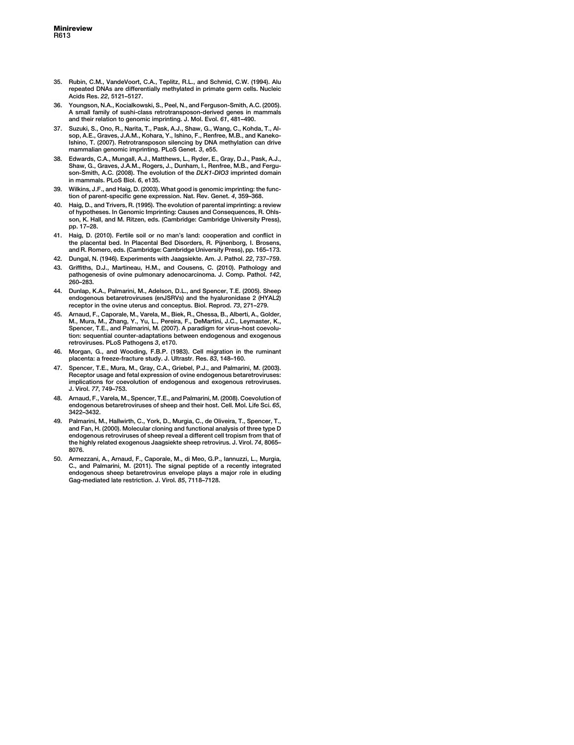35. Rubin, C.M., VandeVoort, C.A., Teplitz, R.L., and Schmid, C.W. (1994). Alu repeated DNAs are differentially methylated in primate germ cells. Nucleic Acids Res. *22*, 5121–5127.

36. Youngson, N.A., Kocialkowski, S., Peel, N., and Ferguson-Smith, A.C. (2005). A small family of sushi-class retrotransposon-derived genes in mammals and their relation to genomic imprinting. J. Mol. Evol. *61*, 481–490.

37. Suzuki, S., Ono, R., Narita, T., Pask, A.J., Shaw, G., Wang, C., Kohda, T., Alsop, A.E., Graves, J.A.M., Kohara, Y., Ishino, F., Renfree, M.B., and Kaneko-Ishino, T. (2007). Retrotransposon silencing by DNA methylation can drive mammalian genomic imprinting. PLoS Genet. *3*, e55.

38. Edwards, C.A., Mungall, A.J., Matthews, L., Ryder, E., Gray, D.J., Pask, A.J., Shaw, G., Graves, J.A.M., Rogers, J., Dunham, I., Renfree, M.B., and Ferguson-Smith, A.C. (2008). The evolution of the *DLK1-DIO3* imprinted domain in mammals. PLoS Biol. *6*, e135.

39. Wilkins, J.F., and Haig, D. (2003). What good is genomic imprinting: the function of parent-specific gene expression. Nat. Rev. Genet. *4*, 359–368.

40. Haig, D., and Trivers, R. (1995). The evolution of parental imprinting: a review of hypotheses. In Genomic Imprinting: Causes and Consequences, R. Ohlsson, K. Hall, and M. Ritzen, eds. (Cambridge: Cambridge University Press), pp. 17–28.

41. Haig, D. (2010). Fertile soil or no man's land: cooperation and conflict in the placental bed. In Placental Bed Disorders, R. Pijnenborg, I. Brosens, and R. Romero, eds. (Cambridge: Cambridge University Press), pp. 165–173.

42. Dungal, N. (1946). Experiments with Jaagsiekte. Am. J. Pathol. *22*, 737–759.

43. Griffiths, D.J., Martineau, H.M., and Cousens, C. (2010). Pathology and pathogenesis of ovine pulmonary adenocarcinoma. J. Comp. Pathol. *142*, 260–283.

44. Dunlap, K.A., Palmarini, M., Adelson, D.L., and Spencer, T.E. (2005). Sheep endogenous betaretroviruses (enJSRVs) and the hyaluronidase 2 (HYAL2) receptor in the ovine uterus and conceptus. Biol. Reprod. *73*, 271–279.

45. Arnaud, F., Caporale, M., Varela, M., Biek, R., Chessa, B., Alberti, A., Golder, M., Mura, M., Zhang, Y., Yu, L., Pereira, F., DeMartini, J.C., Leymaster, K., Spencer, T.E., and Palmarini, M. (2007). A paradigm for virus–host coevolution: sequential counter-adaptations between endogenous and exogenous retroviruses. PLoS Pathogens *3*, e170.

46. Morgan, G., and Wooding, F.B.P. (1983). Cell migration in the ruminant placenta: a freeze-fracture study. J. Ultrastr. Res. *83*, 148–160.

47. Spencer, T.E., Mura, M., Gray, C.A., Griebel, P.J., and Palmarini, M. (2003). Receptor usage and fetal expression of ovine endogenous betaretroviruses: implications for coevolution of endogenous and exogenous retroviruses. J. Virol. *77*, 749–753.

48. Arnaud, F., Varela, M., Spencer, T.E., and Palmarini, M. (2008). Coevolution of endogenous betaretroviruses of sheep and their host. Cell. Mol. Life Sci. *65*, 3422–3432.

49. Palmarini, M., Hallwirth, C., York, D., Murgia, C., de Oliveira, T., Spencer, T., and Fan, H. (2000). Molecular cloning and functional analysis of three type D endogenous retroviruses of sheep reveal a different cell tropism from that of the highly related exogenous Jaagsiekte sheep retrovirus. J. Virol. *74*, 8065–8076.

50. Armezzani, A., Arnaud, F., Caporale, M., di Meo, G.P., Iannuzzi, L., Murgia, C., and Palmarini, M. (2011). The signal peptide of a recently integrated endogenous sheep betaretrovirus envelope plays a major role in eluding Gag-mediated late restriction. J. Virol. *85*, 7118–7128.